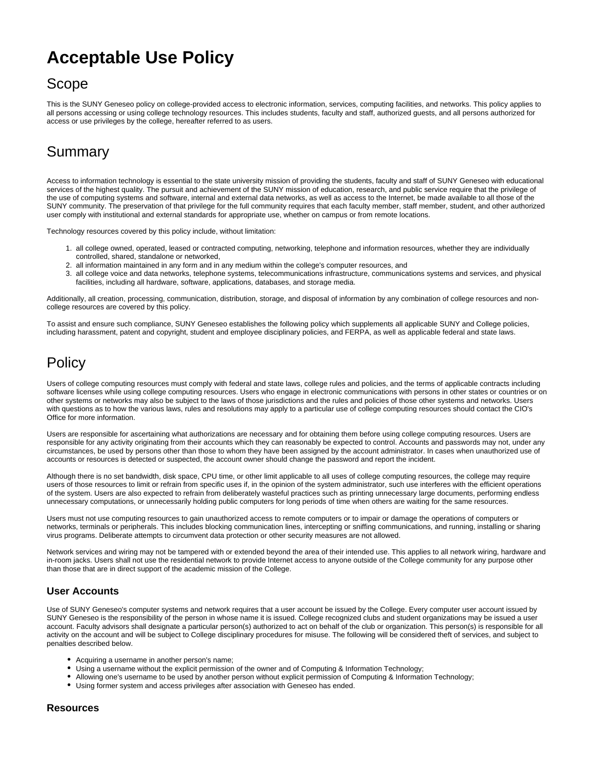# Acceptable Use Policy

## Scope

This is the SUNY Geneseo policy on college-provided access to electronic information, services, computing facilities, and networks. This policy applies to all persons accessing or using college technology resources. This includes students, faculty and staff, authorized guests, and all persons authorized for access or use privileges by the college, hereafter referred to as users.

## Summary

Access to information technology is essential to the state university mission of providing the students, faculty and staff of SUNY Geneseo with educational services of the highest quality. The pursuit and achievement of the SUNY mission of education, research, and public service require that the privilege of the use of computing systems and software, internal and external data networks, as well as access to the Internet, be made available to all those of the SUNY community. The preservation of that privilege for the full community requires that each faculty member, staff member, student, and other authorized user comply with institutional and external standards for appropriate use, whether on campus or from remote locations.

Technology resources covered by this policy include, without limitation:

1. all college owned, operated, leased or contracted computing, networking, telephone and information resources, whether they are individually controlled, shared, standalone or networked,
2. all information maintained in any form and in any medium within the college's computer resources, and
3. all college voice and data networks, telephone systems, telecommunications infrastructure, communications systems and services, and physical facilities, including all hardware, software, applications, databases, and storage media.

Additionally, all creation, processing, communication, distribution, storage, and disposal of information by any combination of college resources and non-college resources are covered by this policy.

To assist and ensure such compliance, SUNY Geneseo establishes the following policy which supplements all applicable SUNY and College policies, including harassment, patent and copyright, student and employee disciplinary policies, and FERPA, as well as applicable federal and state laws.

## Policy

Users of college computing resources must comply with federal and state laws, college rules and policies, and the terms of applicable contracts including software licenses while using college computing resources. Users who engage in electronic communications with persons in other states or countries or on other systems or networks may also be subject to the laws of those jurisdictions and the rules and policies of those other systems and networks. Users with questions as to how the various laws, rules and resolutions may apply to a particular use of college computing resources should contact the CIO's Office for more information.

Users are responsible for ascertaining what authorizations are necessary and for obtaining them before using college computing resources. Users are responsible for any activity originating from their accounts which they can reasonably be expected to control. Accounts and passwords may not, under any circumstances, be used by persons other than those to whom they have been assigned by the account administrator. In cases when unauthorized use of accounts or resources is detected or suspected, the account owner should change the password and report the incident.

Although there is no set bandwidth, disk space, CPU time, or other limit applicable to all uses of college computing resources, the college may require users of those resources to limit or refrain from specific uses if, in the opinion of the system administrator, such use interferes with the efficient operations of the system. Users are also expected to refrain from deliberately wasteful practices such as printing unnecessary large documents, performing endless unnecessary computations, or unnecessarily holding public computers for long periods of time when others are waiting for the same resources.

Users must not use computing resources to gain unauthorized access to remote computers or to impair or damage the operations of computers or networks, terminals or peripherals. This includes blocking communication lines, intercepting or sniffing communications, and running, installing or sharing virus programs. Deliberate attempts to circumvent data protection or other security measures are not allowed.

Network services and wiring may not be tampered with or extended beyond the area of their intended use. This applies to all network wiring, hardware and in-room jacks. Users shall not use the residential network to provide Internet access to anyone outside of the College community for any purpose other than those that are in direct support of the academic mission of the College.

### User Accounts

Use of SUNY Geneseo's computer systems and network requires that a user account be issued by the College. Every computer user account issued by SUNY Geneseo is the responsibility of the person in whose name it is issued. College recognized clubs and student organizations may be issued a user account. Faculty advisors shall designate a particular person(s) authorized to act on behalf of the club or organization. This person(s) is responsible for all activity on the account and will be subject to College disciplinary procedures for misuse. The following will be considered theft of services, and subject to penalties described below.

- Acquiring a username in another person's name;
- Using a username without the explicit permission of the owner and of Computing & Information Technology;
- Allowing one's username to be used by another person without explicit permission of Computing & Information Technology;
- Using former system and access privileges after association with Geneseo has ended.

### Resources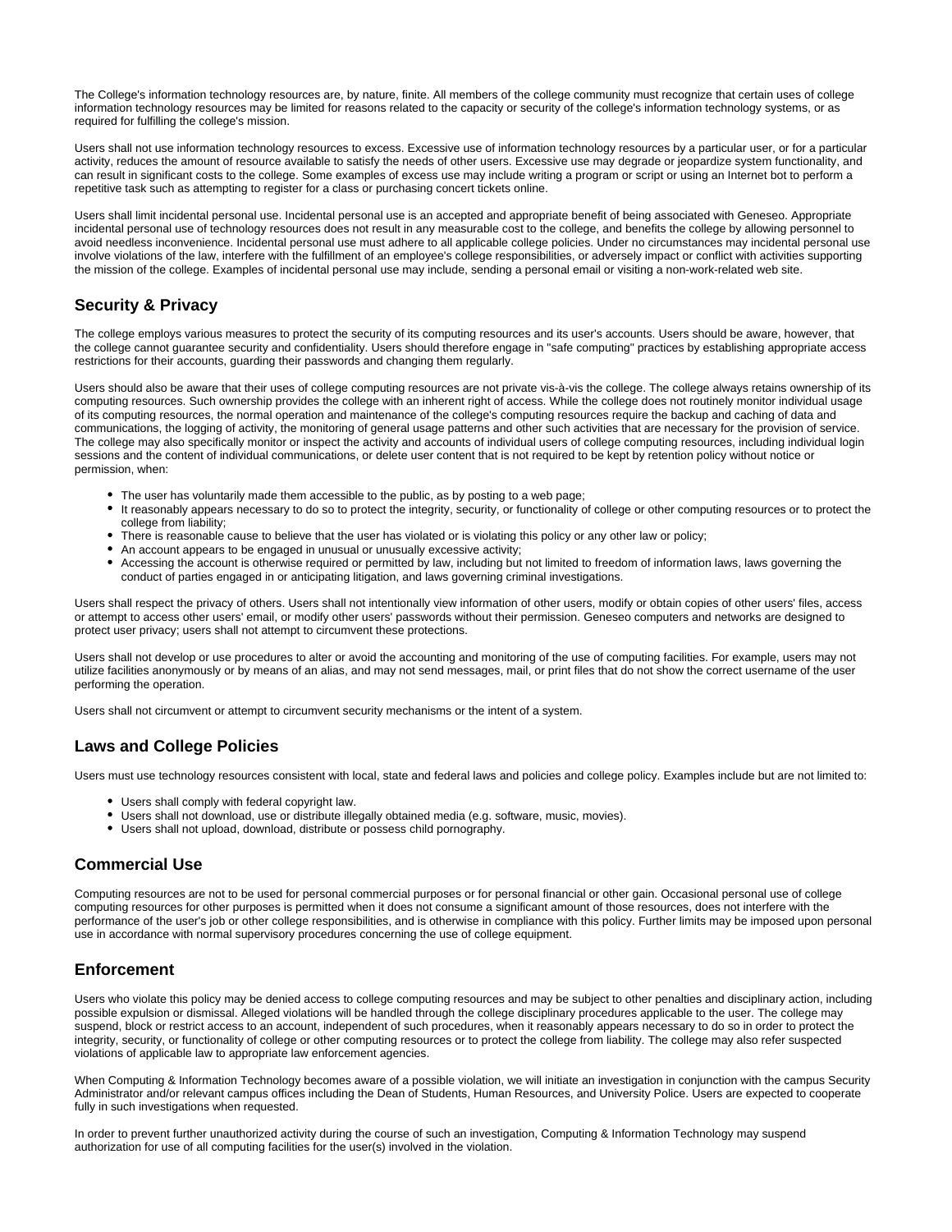The College's information technology resources are, by nature, finite. All members of the college community must recognize that certain uses of college information technology resources may be limited for reasons related to the capacity or security of the college's information technology systems, or as required for fulfilling the college's mission.

Users shall not use information technology resources to excess. Excessive use of information technology resources by a particular user, or for a particular activity, reduces the amount of resource available to satisfy the needs of other users. Excessive use may degrade or jeopardize system functionality, and can result in significant costs to the college. Some examples of excess use may include writing a program or script or using an Internet bot to perform a repetitive task such as attempting to register for a class or purchasing concert tickets online.

Users shall limit incidental personal use. Incidental personal use is an accepted and appropriate benefit of being associated with Geneseo. Appropriate incidental personal use of technology resources does not result in any measurable cost to the college, and benefits the college by allowing personnel to avoid needless inconvenience. Incidental personal use must adhere to all applicable college policies. Under no circumstances may incidental personal use involve violations of the law, interfere with the fulfillment of an employee's college responsibilities, or adversely impact or conflict with activities supporting the mission of the college. Examples of incidental personal use may include, sending a personal email or visiting a non-work-related web site.

## Security & Privacy

The college employs various measures to protect the security of its computing resources and its user's accounts. Users should be aware, however, that the college cannot guarantee security and confidentiality. Users should therefore engage in "safe computing" practices by establishing appropriate access restrictions for their accounts, guarding their passwords and changing them regularly.

Users should also be aware that their uses of college computing resources are not private vis-à-vis the college. The college always retains ownership of its computing resources. Such ownership provides the college with an inherent right of access. While the college does not routinely monitor individual usage of its computing resources, the normal operation and maintenance of the college's computing resources require the backup and caching of data and communications, the logging of activity, the monitoring of general usage patterns and other such activities that are necessary for the provision of service. The college may also specifically monitor or inspect the activity and accounts of individual users of college computing resources, including individual login sessions and the content of individual communications, or delete user content that is not required to be kept by retention policy without notice or permission, when:

- The user has voluntarily made them accessible to the public, as by posting to a web page;
- It reasonably appears necessary to do so to protect the integrity, security, or functionality of college or other computing resources or to protect the college from liability;
- There is reasonable cause to believe that the user has violated or is violating this policy or any other law or policy;
- An account appears to be engaged in unusual or unusually excessive activity;
- Accessing the account is otherwise required or permitted by law, including but not limited to freedom of information laws, laws governing the conduct of parties engaged in or anticipating litigation, and laws governing criminal investigations.

Users shall respect the privacy of others. Users shall not intentionally view information of other users, modify or obtain copies of other users' files, access or attempt to access other users' email, or modify other users' passwords without their permission. Geneseo computers and networks are designed to protect user privacy; users shall not attempt to circumvent these protections.

Users shall not develop or use procedures to alter or avoid the accounting and monitoring of the use of computing facilities. For example, users may not utilize facilities anonymously or by means of an alias, and may not send messages, mail, or print files that do not show the correct username of the user performing the operation.

Users shall not circumvent or attempt to circumvent security mechanisms or the intent of a system.

## Laws and College Policies

Users must use technology resources consistent with local, state and federal laws and policies and college policy. Examples include but are not limited to:

- Users shall comply with federal copyright law.
- Users shall not download, use or distribute illegally obtained media (e.g. software, music, movies).
- Users shall not upload, download, distribute or possess child pornography.

## Commercial Use

Computing resources are not to be used for personal commercial purposes or for personal financial or other gain. Occasional personal use of college computing resources for other purposes is permitted when it does not consume a significant amount of those resources, does not interfere with the performance of the user's job or other college responsibilities, and is otherwise in compliance with this policy. Further limits may be imposed upon personal use in accordance with normal supervisory procedures concerning the use of college equipment.

## Enforcement

Users who violate this policy may be denied access to college computing resources and may be subject to other penalties and disciplinary action, including possible expulsion or dismissal. Alleged violations will be handled through the college disciplinary procedures applicable to the user. The college may suspend, block or restrict access to an account, independent of such procedures, when it reasonably appears necessary to do so in order to protect the integrity, security, or functionality of college or other computing resources or to protect the college from liability. The college may also refer suspected violations of applicable law to appropriate law enforcement agencies.

When Computing & Information Technology becomes aware of a possible violation, we will initiate an investigation in conjunction with the campus Security Administrator and/or relevant campus offices including the Dean of Students, Human Resources, and University Police. Users are expected to cooperate fully in such investigations when requested.

In order to prevent further unauthorized activity during the course of such an investigation, Computing & Information Technology may suspend authorization for use of all computing facilities for the user(s) involved in the violation.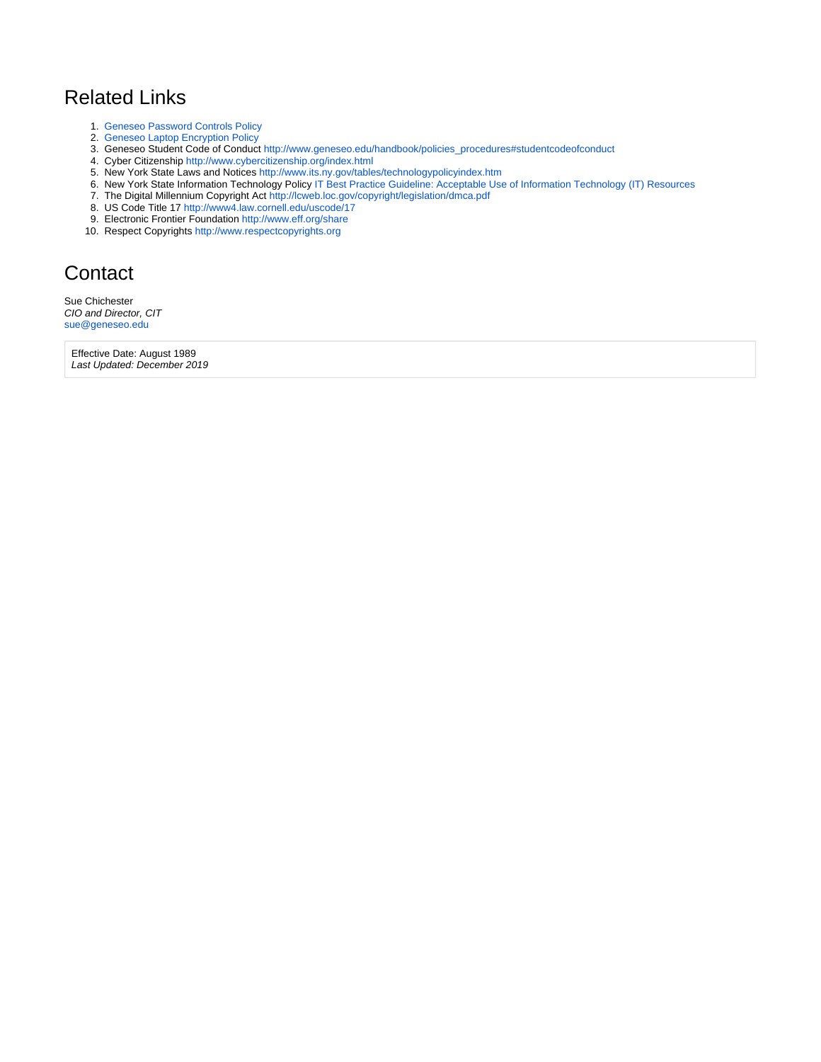## Related Links

1. Geneseo Password Controls Policy
2. Geneseo Laptop Encryption Policy
3. Geneseo Student Code of Conduct http://www.geneseo.edu/handbook/policies_procedures#studentcodeofconduct
4. Cyber Citizenship http://www.cybercitizenship.org/index.html
5. New York State Laws and Notices http://www.its.ny.gov/tables/technologypolicyindex.htm
6. New York State Information Technology Policy IT Best Practice Guideline: Acceptable Use of Information Technology (IT) Resources
7. The Digital Millennium Copyright Act http://lcweb.loc.gov/copyright/legislation/dmca.pdf
8. US Code Title 17 http://www4.law.cornell.edu/uscode/17
9. Electronic Frontier Foundation http://www.eff.org/share
10. Respect Copyrights http://www.respectcopyrights.org

## Contact

Sue Chichester
*CIO and Director, CIT*
sue@geneseo.edu

Effective Date: August 1989
*Last Updated: December 2019*